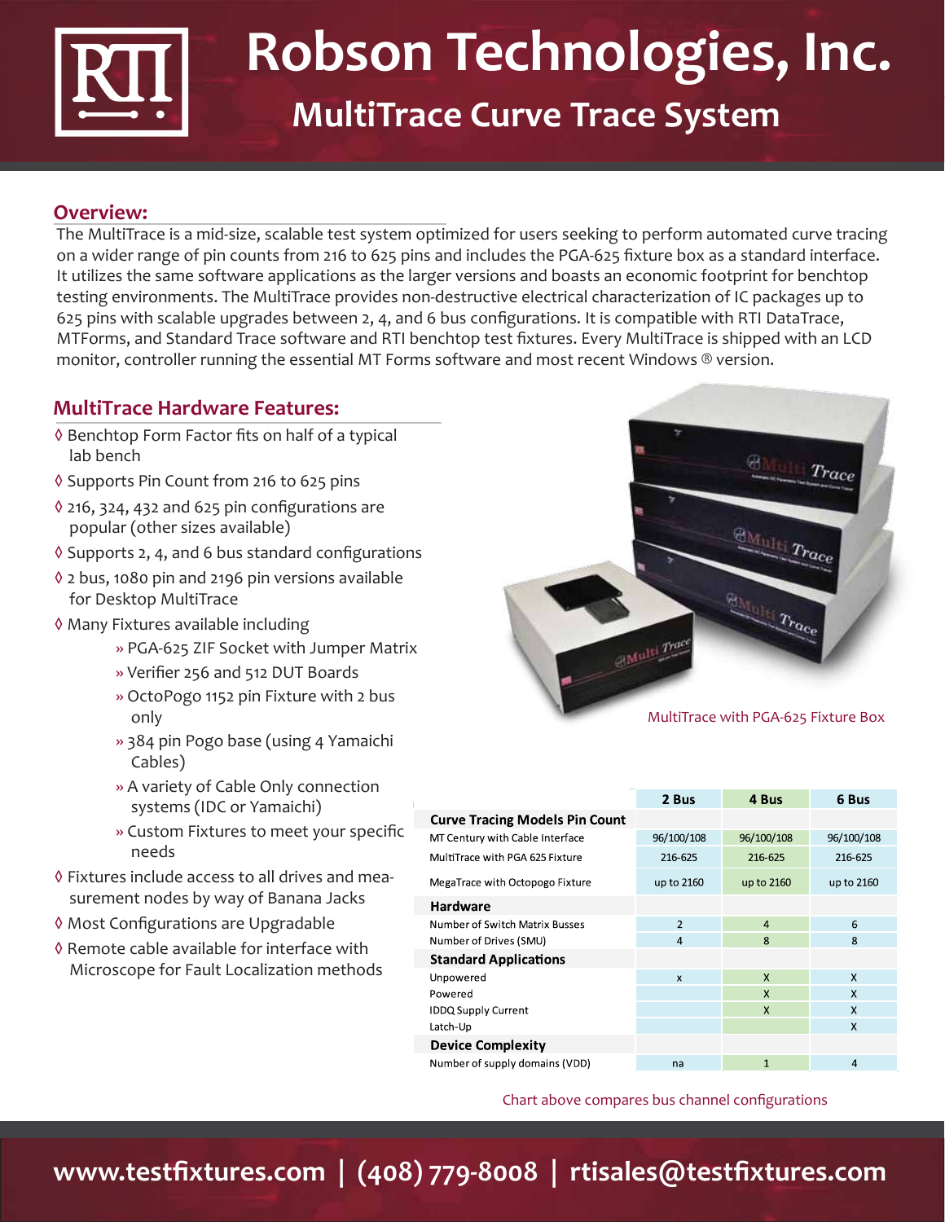# Robson Technologies, Inc.

## MultiTrace Curve Trace System

### Overview:

The MultiTrace is a mid-size, scalable test system optimized for users seeking to perform automated curve tracing on a wider range of pin counts from 216 to 625 pins and includes the PGA-625 fixture box as a standard interface. It utilizes the same software applications as the larger versions and boasts an economic footprint for benchtop testing environments. The MultiTrace provides non-destructive electrical characterization of IC packages up to 625 pins with scalable upgrades between 2, 4, and 6 bus configurations. It is compatible with RTI DataTrace, MTForms, and Standard Trace software and RTI benchtop test fixtures. Every MultiTrace is shipped with an LCD monitor, controller running the essential MT Forms software and most recent Windows ® version.

### MultiTrace Hardware Features:

◊ Benchtop Form Factor fits on half of a typical lab bench

◊ Supports Pin Count from 216 to 625 pins

◊ 216, 324, 432 and 625 pin configurations are popular (other sizes available)

◊ Supports 2, 4, and 6 bus standard configurations

◊ 2 bus, 1080 pin and 2196 pin versions available for Desktop MultiTrace

◊ Many Fixtures available including

- » PGA-625 ZIF Socket with Jumper Matrix
- » Verifier 256 and 512 DUT Boards
- » OctoPogo 1152 pin Fixture with 2 bus only
- » 384 pin Pogo base (using 4 Yamaichi Cables)
- » A variety of Cable Only connection systems (IDC or Yamaichi)
- » Custom Fixtures to meet your specific needs

◊ Fixtures include access to all drives and measurement nodes by way of Banana Jacks

◊ Most Configurations are Upgradable

◊ Remote cable available for interface with Microscope for Fault Localization methods

MultiTrace with PGA-625 Fixture Box

| | 2 Bus | 4 Bus | 6 Bus |
|---|---|---|---|
| **Curve Tracing Models Pin Count** | | | |
| MT Century with Cable Interface | 96/100/108 | 96/100/108 | 96/100/108 |
| MultiTrace with PGA 625 Fixture | 216-625 | 216-625 | 216-625 |
| MegaTrace with Octopogo Fixture | up to 2160 | up to 2160 | up to 2160 |
| **Hardware** | | | |
| Number of Switch Matrix Busses | 2 | 4 | 6 |
| Number of Drives (SMU) | 4 | 8 | 8 |
| **Standard Applications** | | | |
| Unpowered | x | X | X |
| Powered | | X | X |
| IDDQ Supply Current | | X | X |
| Latch-Up | | | X |
| **Device Complexity** | | | |
| Number of supply domains (VDD) | na | 1 | 4 |

Chart above compares bus channel configurations

www.testfixtures.com | (408) 779-8008 | rtisales@testfixtures.com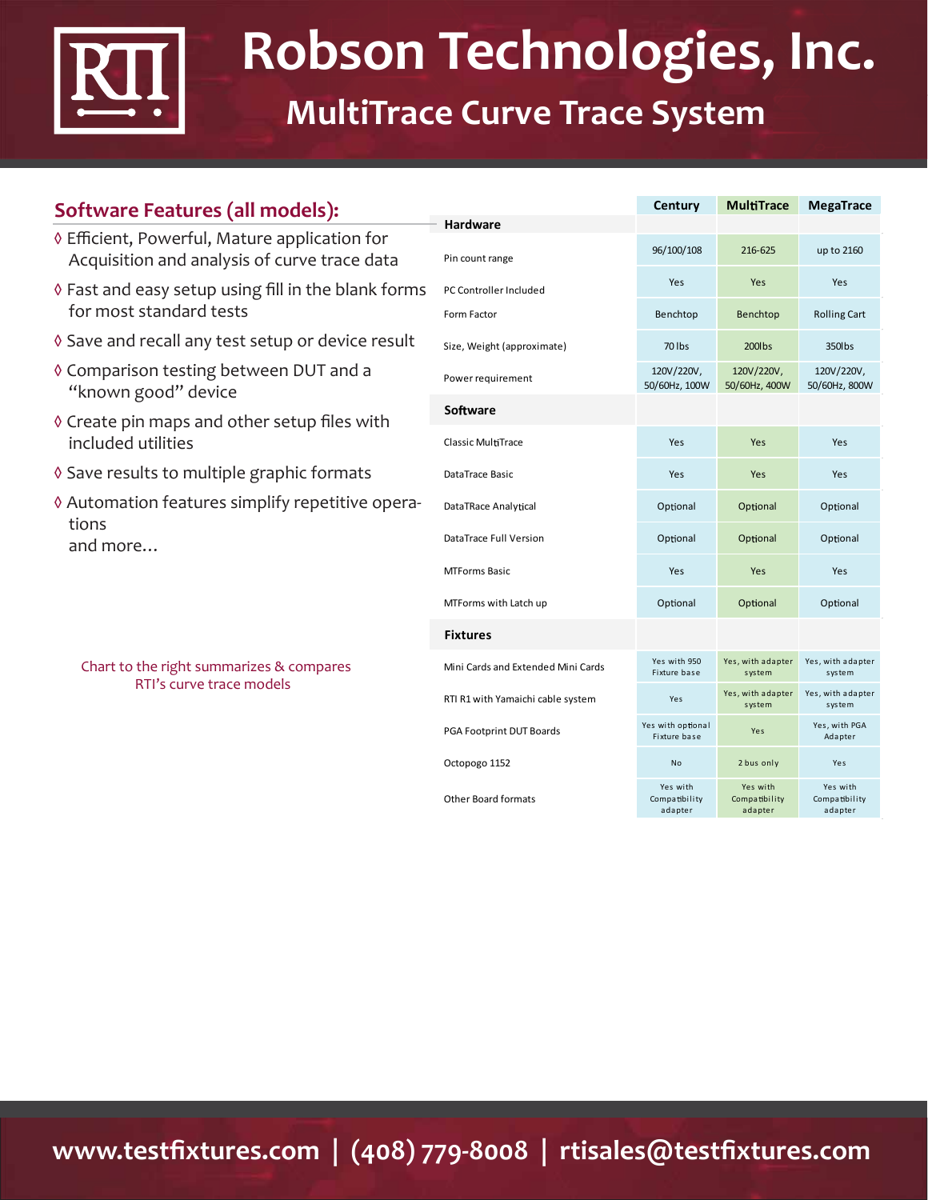# Robson Technologies, Inc.

## MultiTrace Curve Trace System

### Software Features (all models):

- ◊ Efficient, Powerful, Mature application for Acquisition and analysis of curve trace data
- ◊ Fast and easy setup using fill in the blank forms for most standard tests
- ◊ Save and recall any test setup or device result
- ◊ Comparison testing between DUT and a "known good" device
- ◊ Create pin maps and other setup files with included utilities
- ◊ Save results to multiple graphic formats
- ◊ Automation features simplify repetitive operations

and more…

Chart to the right summarizes & compares RTI's curve trace models

| | Century | MultiTrace | MegaTrace |
|---|---|---|---|
| **Hardware** | | | |
| Pin count range | 96/100/108 | 216-625 | up to 2160 |
| PC Controller Included | Yes | Yes | Yes |
| Form Factor | Benchtop | Benchtop | Rolling Cart |
| Size, Weight (approximate) | 70 lbs | 200lbs | 350lbs |
| Power requirement | 120V/220V, 50/60Hz, 100W | 120V/220V, 50/60Hz, 400W | 120V/220V, 50/60Hz, 800W |
| **Software** | | | |
| Classic MultiTrace | Yes | Yes | Yes |
| DataTrace Basic | Yes | Yes | Yes |
| DataTRace Analytical | Optional | Optional | Optional |
| DataTrace Full Version | Optional | Optional | Optional |
| MTForms Basic | Yes | Yes | Yes |
| MTForms with Latch up | Optional | Optional | Optional |
| **Fixtures** | | | |
| Mini Cards and Extended Mini Cards | Yes with 950 Fixture base | Yes, with adapter system | Yes, with adapter system |
| RTI R1 with Yamaichi cable system | Yes | Yes, with adapter system | Yes, with adapter system |
| PGA Footprint DUT Boards | Yes with optional Fixture base | Yes | Yes, with PGA Adapter |
| Octopogo 1152 | No | 2 bus only | Yes |
| Other Board formats | Yes with Compatibility adapter | Yes with Compatibility adapter | Yes with Compatibility adapter |

www.testfixtures.com | (408) 779-8008 | rtisales@testfixtures.com